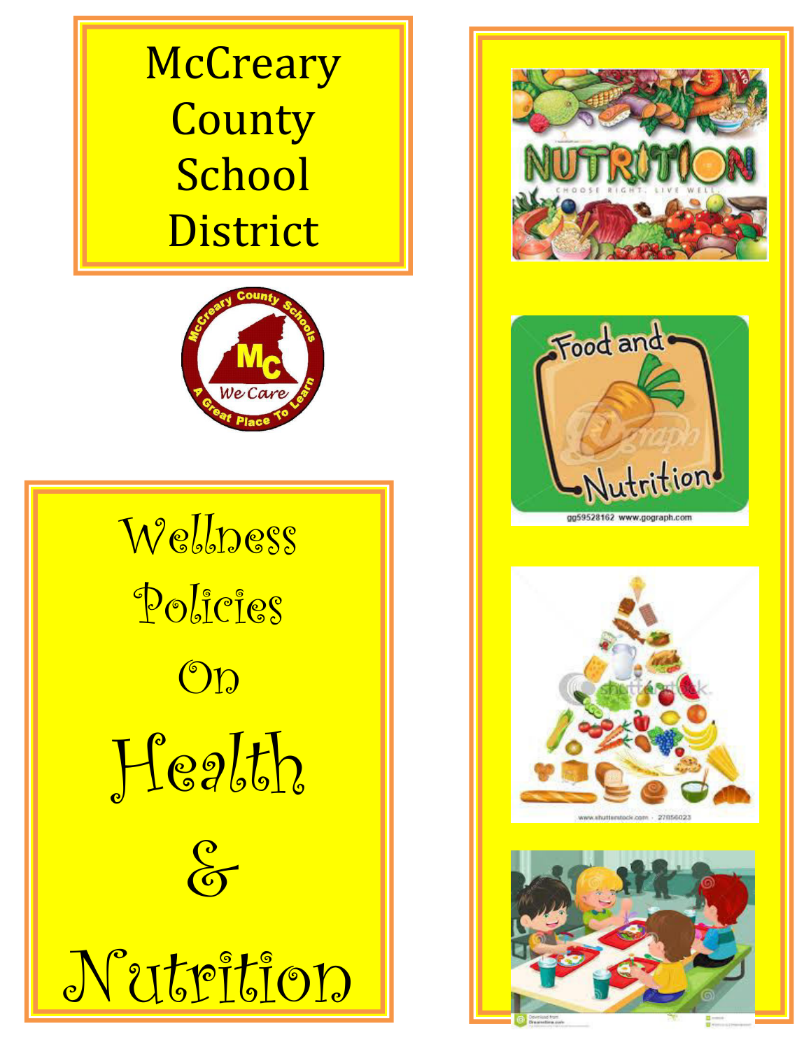# McCreary County School District

# Wellness Policies On Health & Nutrition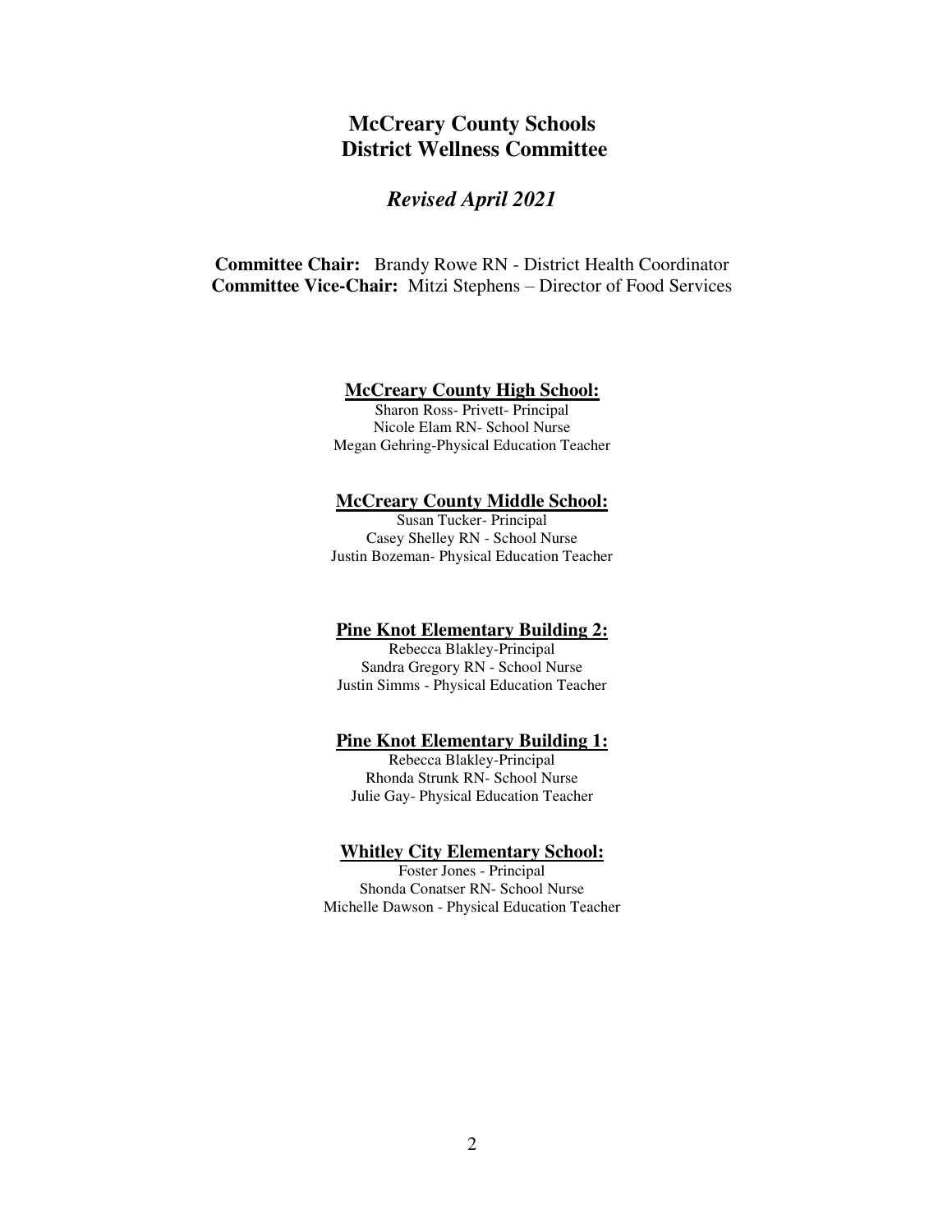# McCreary County Schools
# District Wellness Committee

## *Revised April 2021*

**Committee Chair:** Brandy Rowe RN - District Health Coordinator
**Committee Vice-Chair:** Mitzi Stephens – Director of Food Services

### McCreary County High School:

Sharon Ross- Privett- Principal
Nicole Elam RN- School Nurse
Megan Gehring-Physical Education Teacher

### McCreary County Middle School:

Susan Tucker- Principal
Casey Shelley RN - School Nurse
Justin Bozeman- Physical Education Teacher

### Pine Knot Elementary Building 2:

Rebecca Blakley-Principal
Sandra Gregory RN - School Nurse
Justin Simms - Physical Education Teacher

### Pine Knot Elementary Building 1:

Rebecca Blakley-Principal
Rhonda Strunk RN- School Nurse
Julie Gay- Physical Education Teacher

### Whitley City Elementary School:

Foster Jones - Principal
Shonda Conatser RN- School Nurse
Michelle Dawson - Physical Education Teacher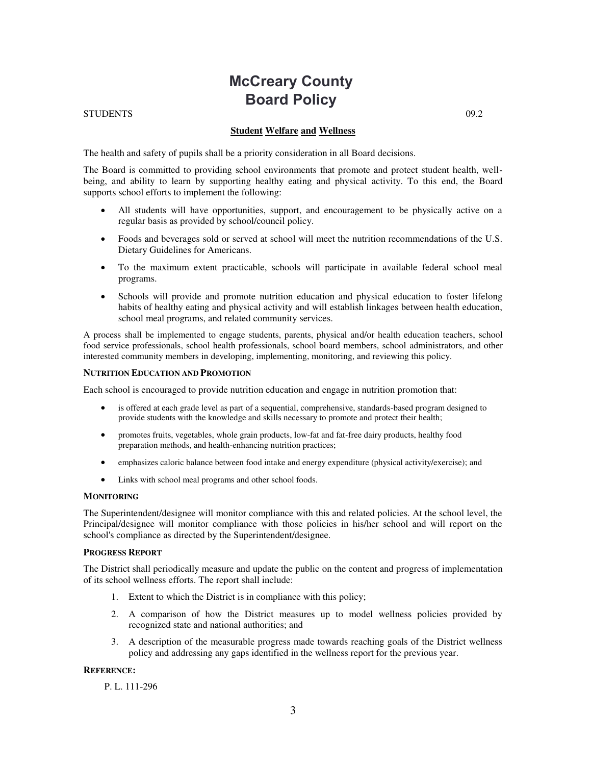# McCreary County Board Policy

STUDENTS 09.2

## Student Welfare and Wellness

The health and safety of pupils shall be a priority consideration in all Board decisions.

The Board is committed to providing school environments that promote and protect student health, well-being, and ability to learn by supporting healthy eating and physical activity. To this end, the Board supports school efforts to implement the following:

- All students will have opportunities, support, and encouragement to be physically active on a regular basis as provided by school/council policy.
- Foods and beverages sold or served at school will meet the nutrition recommendations of the U.S. Dietary Guidelines for Americans.
- To the maximum extent practicable, schools will participate in available federal school meal programs.
- Schools will provide and promote nutrition education and physical education to foster lifelong habits of healthy eating and physical activity and will establish linkages between health education, school meal programs, and related community services.

A process shall be implemented to engage students, parents, physical and/or health education teachers, school food service professionals, school health professionals, school board members, school administrators, and other interested community members in developing, implementing, monitoring, and reviewing this policy.

### Nutrition Education and Promotion

Each school is encouraged to provide nutrition education and engage in nutrition promotion that:

- is offered at each grade level as part of a sequential, comprehensive, standards-based program designed to provide students with the knowledge and skills necessary to promote and protect their health;
- promotes fruits, vegetables, whole grain products, low-fat and fat-free dairy products, healthy food preparation methods, and health-enhancing nutrition practices;
- emphasizes caloric balance between food intake and energy expenditure (physical activity/exercise); and
- Links with school meal programs and other school foods.

### Monitoring

The Superintendent/designee will monitor compliance with this and related policies. At the school level, the Principal/designee will monitor compliance with those policies in his/her school and will report on the school's compliance as directed by the Superintendent/designee.

### Progress Report

The District shall periodically measure and update the public on the content and progress of implementation of its school wellness efforts. The report shall include:

1. Extent to which the District is in compliance with this policy;
2. A comparison of how the District measures up to model wellness policies provided by recognized state and national authorities; and
3. A description of the measurable progress made towards reaching goals of the District wellness policy and addressing any gaps identified in the wellness report for the previous year.

### Reference:

P. L. 111-296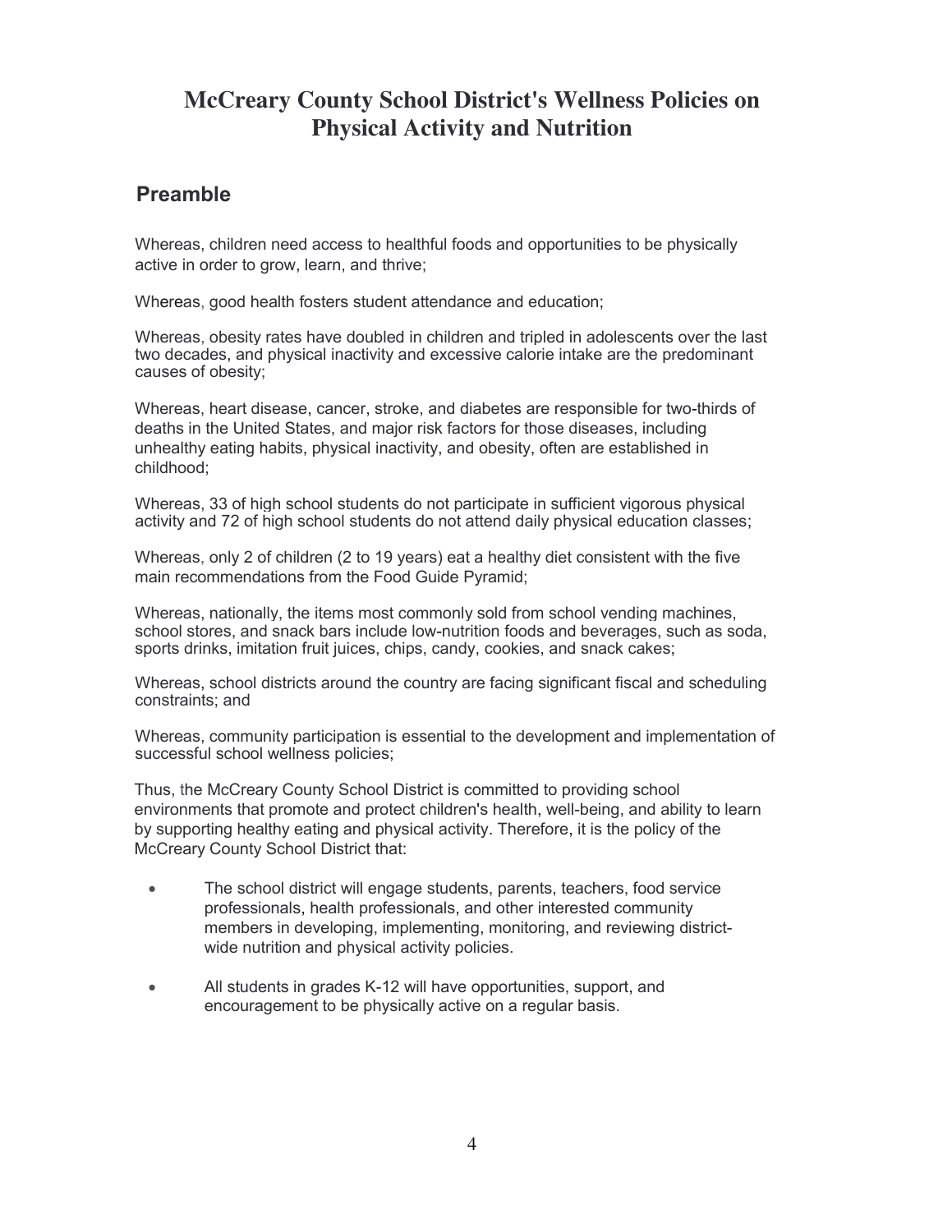# McCreary County School District's Wellness Policies on Physical Activity and Nutrition

## Preamble

Whereas, children need access to healthful foods and opportunities to be physically active in order to grow, learn, and thrive;

Whereas, good health fosters student attendance and education;

Whereas, obesity rates have doubled in children and tripled in adolescents over the last two decades, and physical inactivity and excessive calorie intake are the predominant causes of obesity;

Whereas, heart disease, cancer, stroke, and diabetes are responsible for two-thirds of deaths in the United States, and major risk factors for those diseases, including unhealthy eating habits, physical inactivity, and obesity, often are established in childhood;

Whereas, 33 of high school students do not participate in sufficient vigorous physical activity and 72 of high school students do not attend daily physical education classes;

Whereas, only 2 of children (2 to 19 years) eat a healthy diet consistent with the five main recommendations from the Food Guide Pyramid;

Whereas, nationally, the items most commonly sold from school vending machines, school stores, and snack bars include low-nutrition foods and beverages, such as soda, sports drinks, imitation fruit juices, chips, candy, cookies, and snack cakes;

Whereas, school districts around the country are facing significant fiscal and scheduling constraints; and

Whereas, community participation is essential to the development and implementation of successful school wellness policies;

Thus, the McCreary County School District is committed to providing school environments that promote and protect children's health, well-being, and ability to learn by supporting healthy eating and physical activity. Therefore, it is the policy of the McCreary County School District that:

- The school district will engage students, parents, teachers, food service professionals, health professionals, and other interested community members in developing, implementing, monitoring, and reviewing district-wide nutrition and physical activity policies.
- All students in grades K-12 will have opportunities, support, and encouragement to be physically active on a regular basis.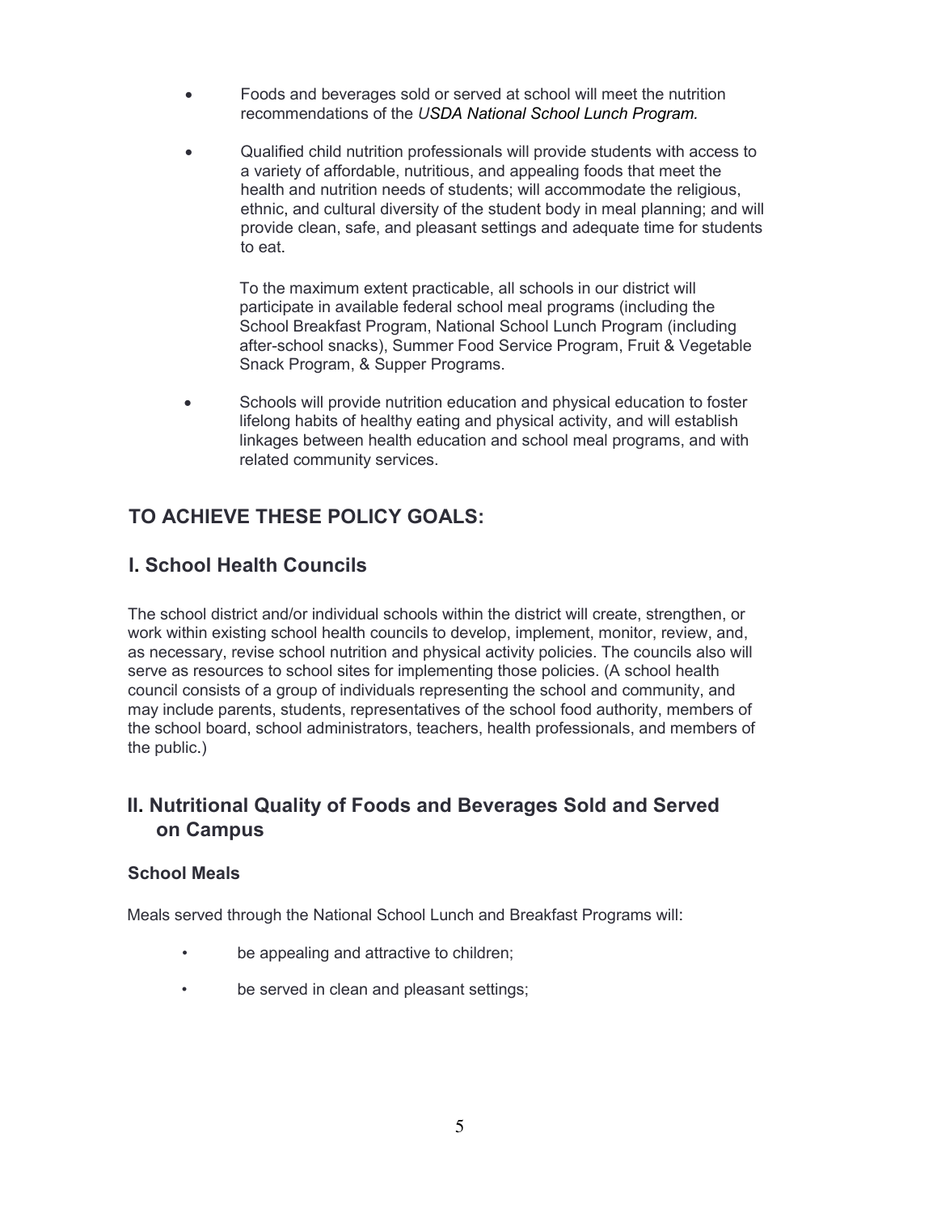- Foods and beverages sold or served at school will meet the nutrition recommendations of the *USDA National School Lunch Program.*

- Qualified child nutrition professionals will provide students with access to a variety of affordable, nutritious, and appealing foods that meet the health and nutrition needs of students; will accommodate the religious, ethnic, and cultural diversity of the student body in meal planning; and will provide clean, safe, and pleasant settings and adequate time for students to eat.

  To the maximum extent practicable, all schools in our district will participate in available federal school meal programs (including the School Breakfast Program, National School Lunch Program (including after-school snacks), Summer Food Service Program, Fruit & Vegetable Snack Program, & Supper Programs.

- Schools will provide nutrition education and physical education to foster lifelong habits of healthy eating and physical activity, and will establish linkages between health education and school meal programs, and with related community services.

## TO ACHIEVE THESE POLICY GOALS:

## I. School Health Councils

The school district and/or individual schools within the district will create, strengthen, or work within existing school health councils to develop, implement, monitor, review, and, as necessary, revise school nutrition and physical activity policies. The councils also will serve as resources to school sites for implementing those policies. (A school health council consists of a group of individuals representing the school and community, and may include parents, students, representatives of the school food authority, members of the school board, school administrators, teachers, health professionals, and members of the public.)

## II. Nutritional Quality of Foods and Beverages Sold and Served on Campus

### School Meals

Meals served through the National School Lunch and Breakfast Programs will:

- be appealing and attractive to children;
- be served in clean and pleasant settings;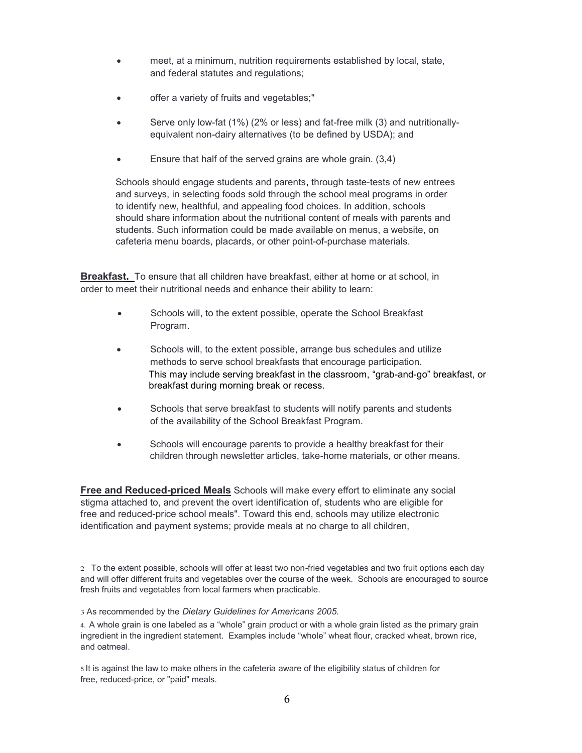- meet, at a minimum, nutrition requirements established by local, state, and federal statutes and regulations;
- offer a variety of fruits and vegetables;"
- Serve only low-fat (1%) (2% or less) and fat-free milk (3) and nutritionally-equivalent non-dairy alternatives (to be defined by USDA); and
- Ensure that half of the served grains are whole grain. (3,4)

Schools should engage students and parents, through taste-tests of new entrees and surveys, in selecting foods sold through the school meal programs in order to identify new, healthful, and appealing food choices. In addition, schools should share information about the nutritional content of meals with parents and students. Such information could be made available on menus, a website, on cafeteria menu boards, placards, or other point-of-purchase materials.

**Breakfast.** To ensure that all children have breakfast, either at home or at school, in order to meet their nutritional needs and enhance their ability to learn:

- Schools will, to the extent possible, operate the School Breakfast Program.
- Schools will, to the extent possible, arrange bus schedules and utilize methods to serve school breakfasts that encourage participation. This may include serving breakfast in the classroom, "grab-and-go" breakfast, or breakfast during morning break or recess.
- Schools that serve breakfast to students will notify parents and students of the availability of the School Breakfast Program.
- Schools will encourage parents to provide a healthy breakfast for their children through newsletter articles, take-home materials, or other means.

**Free and Reduced-priced Meals** Schools will make every effort to eliminate any social stigma attached to, and prevent the overt identification of, students who are eligible for free and reduced-price school meals". Toward this end, schools may utilize electronic identification and payment systems; provide meals at no charge to all children,

2 To the extent possible, schools will offer at least two non-fried vegetables and two fruit options each day and will offer different fruits and vegetables over the course of the week. Schools are encouraged to source fresh fruits and vegetables from local farmers when practicable.

3 As recommended by the *Dietary Guidelines for Americans 2005.*

4. A whole grain is one labeled as a "whole" grain product or with a whole grain listed as the primary grain ingredient in the ingredient statement. Examples include "whole" wheat flour, cracked wheat, brown rice, and oatmeal.

5 It is against the law to make others in the cafeteria aware of the eligibility status of children for free, reduced-price, or "paid" meals.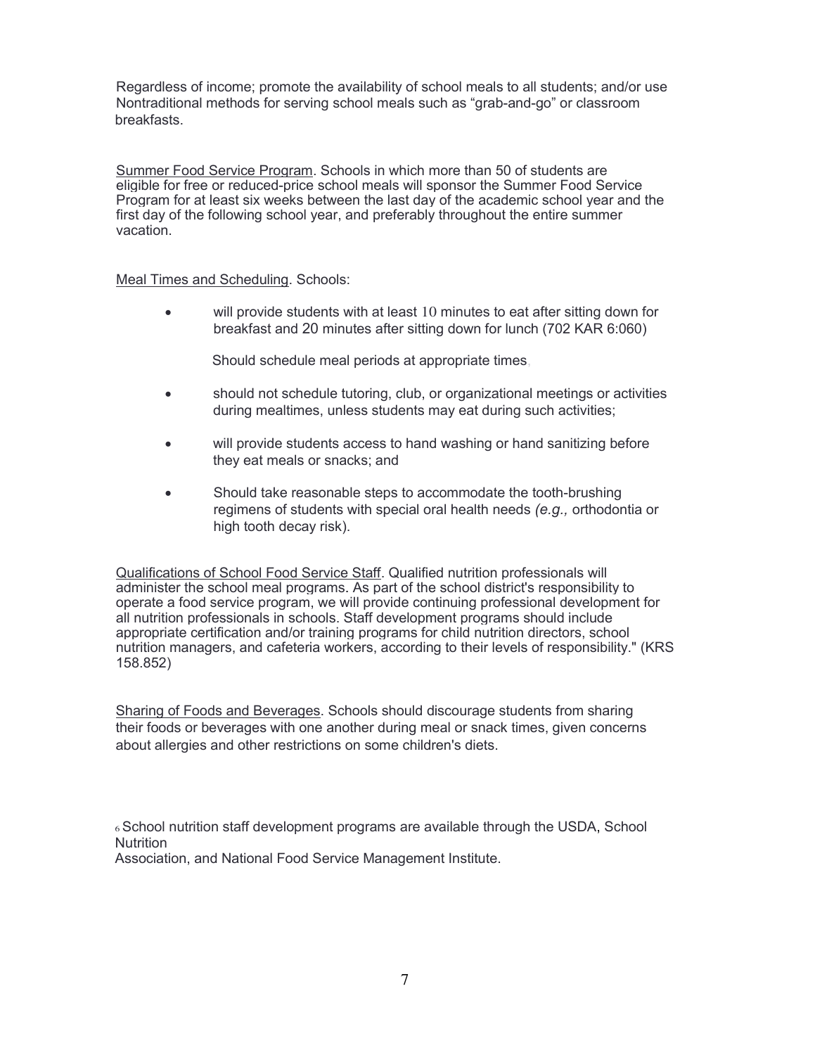Regardless of income; promote the availability of school meals to all students; and/or use Nontraditional methods for serving school meals such as "grab-and-go" or classroom breakfasts.

<u>Summer Food Service Program</u>. Schools in which more than 50 of students are eligible for free or reduced-price school meals will sponsor the Summer Food Service Program for at least six weeks between the last day of the academic school year and the first day of the following school year, and preferably throughout the entire summer vacation.

<u>Meal Times and Scheduling</u>. Schools:

- will provide students with at least 10 minutes to eat after sitting down for breakfast and 20 minutes after sitting down for lunch (702 KAR 6:060)

  Should schedule meal periods at appropriate times,

- should not schedule tutoring, club, or organizational meetings or activities during mealtimes, unless students may eat during such activities;
- will provide students access to hand washing or hand sanitizing before they eat meals or snacks; and
- Should take reasonable steps to accommodate the tooth-brushing regimens of students with special oral health needs *(e.g.,* orthodontia or high tooth decay risk).

<u>Qualifications of School Food Service Staff</u>. Qualified nutrition professionals will administer the school meal programs. As part of the school district's responsibility to operate a food service program, we will provide continuing professional development for all nutrition professionals in schools. Staff development programs should include appropriate certification and/or training programs for child nutrition directors, school nutrition managers, and cafeteria workers, according to their levels of responsibility." (KRS 158.852)

<u>Sharing of Foods and Beverages</u>. Schools should discourage students from sharing their foods or beverages with one another during meal or snack times, given concerns about allergies and other restrictions on some children's diets.

[6] School nutrition staff development programs are available through the USDA, School Nutrition Association, and National Food Service Management Institute.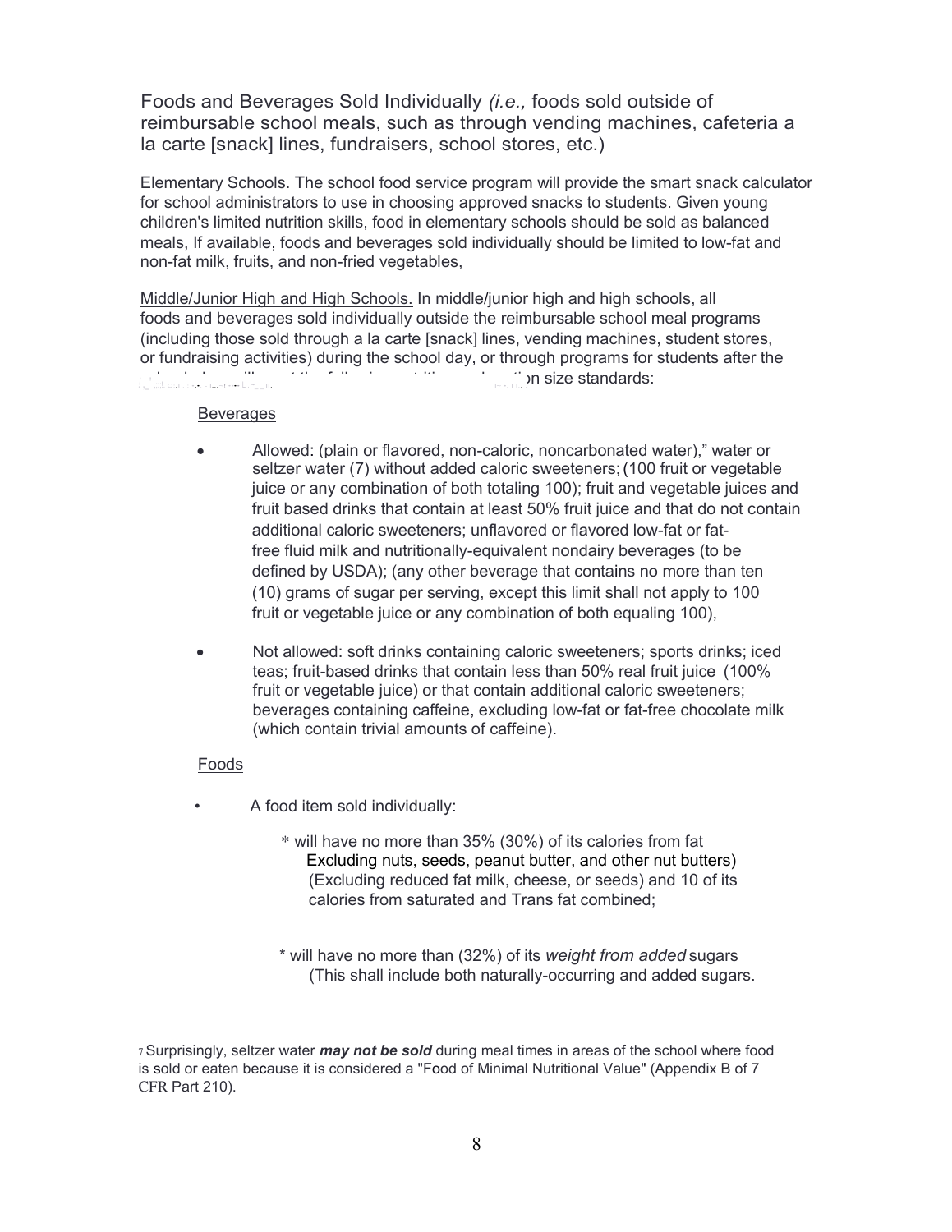## Foods and Beverages Sold Individually *(i.e.,* foods sold outside of reimbursable school meals, such as through vending machines, cafeteria a la carte [snack] lines, fundraisers, school stores, etc.)

Elementary Schools. The school food service program will provide the smart snack calculator for school administrators to use in choosing approved snacks to students. Given young children's limited nutrition skills, food in elementary schools should be sold as balanced meals, If available, foods and beverages sold individually should be limited to low-fat and non-fat milk, fruits, and non-fried vegetables,

Middle/Junior High and High Schools. In middle/junior high and high schools, all foods and beverages sold individually outside the reimbursable school meal programs (including those sold through a la carte [snack] lines, vending machines, student stores, or fundraising activities) during the school day, or through programs for students after the school day, will meet the following nutrition and portion size standards:

Beverages

- Allowed: (plain or flavored, non-caloric, noncarbonated water)," water or seltzer water (7) without added caloric sweeteners; (100 fruit or vegetable juice or any combination of both totaling 100); fruit and vegetable juices and fruit based drinks that contain at least 50% fruit juice and that do not contain additional caloric sweeteners; unflavored or flavored low-fat or fat-free fluid milk and nutritionally-equivalent nondairy beverages (to be defined by USDA); (any other beverage that contains no more than ten (10) grams of sugar per serving, except this limit shall not apply to 100 fruit or vegetable juice or any combination of both equaling 100),
- Not allowed: soft drinks containing caloric sweeteners; sports drinks; iced teas; fruit-based drinks that contain less than 50% real fruit juice (100% fruit or vegetable juice) or that contain additional caloric sweeteners; beverages containing caffeine, excluding low-fat or fat-free chocolate milk (which contain trivial amounts of caffeine).

Foods

- A food item sold individually:
  - * will have no more than 35% (30%) of its calories from fat Excluding nuts, seeds, peanut butter, and other nut butters) (Excluding reduced fat milk, cheese, or seeds) and 10 of its calories from saturated and Trans fat combined;
  - * will have no more than (32%) of its *weight from added* sugars (This shall include both naturally-occurring and added sugars.

[7] Surprisingly, seltzer water ***may not be sold*** during meal times in areas of the school where food is sold or eaten because it is considered a "Food of Minimal Nutritional Value" (Appendix B of 7 CFR Part 210).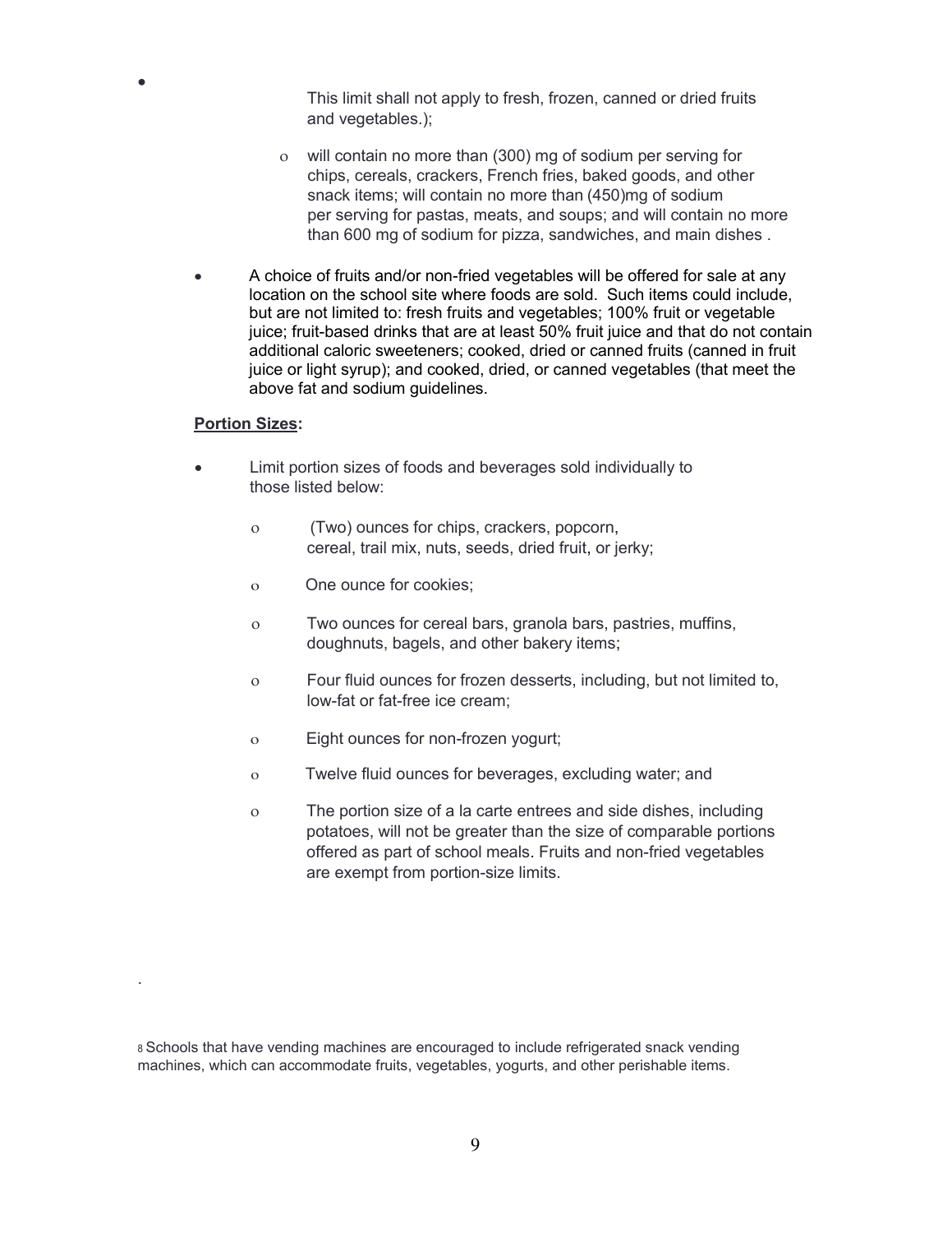- This limit shall not apply to fresh, frozen, canned or dried fruits and vegetables.);

    - will contain no more than (300) mg of sodium per serving for chips, cereals, crackers, French fries, baked goods, and other snack items; will contain no more than (450)mg of sodium per serving for pastas, meats, and soups; and will contain no more than 600 mg of sodium for pizza, sandwiches, and main dishes .

- A choice of fruits and/or non-fried vegetables will be offered for sale at any location on the school site where foods are sold. Such items could include, but are not limited to: fresh fruits and vegetables; 100% fruit or vegetable juice; fruit-based drinks that are at least 50% fruit juice and that do not contain additional caloric sweeteners; cooked, dried or canned fruits (canned in fruit juice or light syrup); and cooked, dried, or canned vegetables (that meet the above fat and sodium guidelines.

**Portion Sizes:**

- Limit portion sizes of foods and beverages sold individually to those listed below:

    - (Two) ounces for chips, crackers, popcorn, cereal, trail mix, nuts, seeds, dried fruit, or jerky;
    - One ounce for cookies;
    - Two ounces for cereal bars, granola bars, pastries, muffins, doughnuts, bagels, and other bakery items;
    - Four fluid ounces for frozen desserts, including, but not limited to, low-fat or fat-free ice cream;
    - Eight ounces for non-frozen yogurt;
    - Twelve fluid ounces for beverages, excluding water; and
    - The portion size of a la carte entrees and side dishes, including potatoes, will not be greater than the size of comparable portions offered as part of school meals. Fruits and non-fried vegetables are exempt from portion-size limits.

[8] Schools that have vending machines are encouraged to include refrigerated snack vending machines, which can accommodate fruits, vegetables, yogurts, and other perishable items.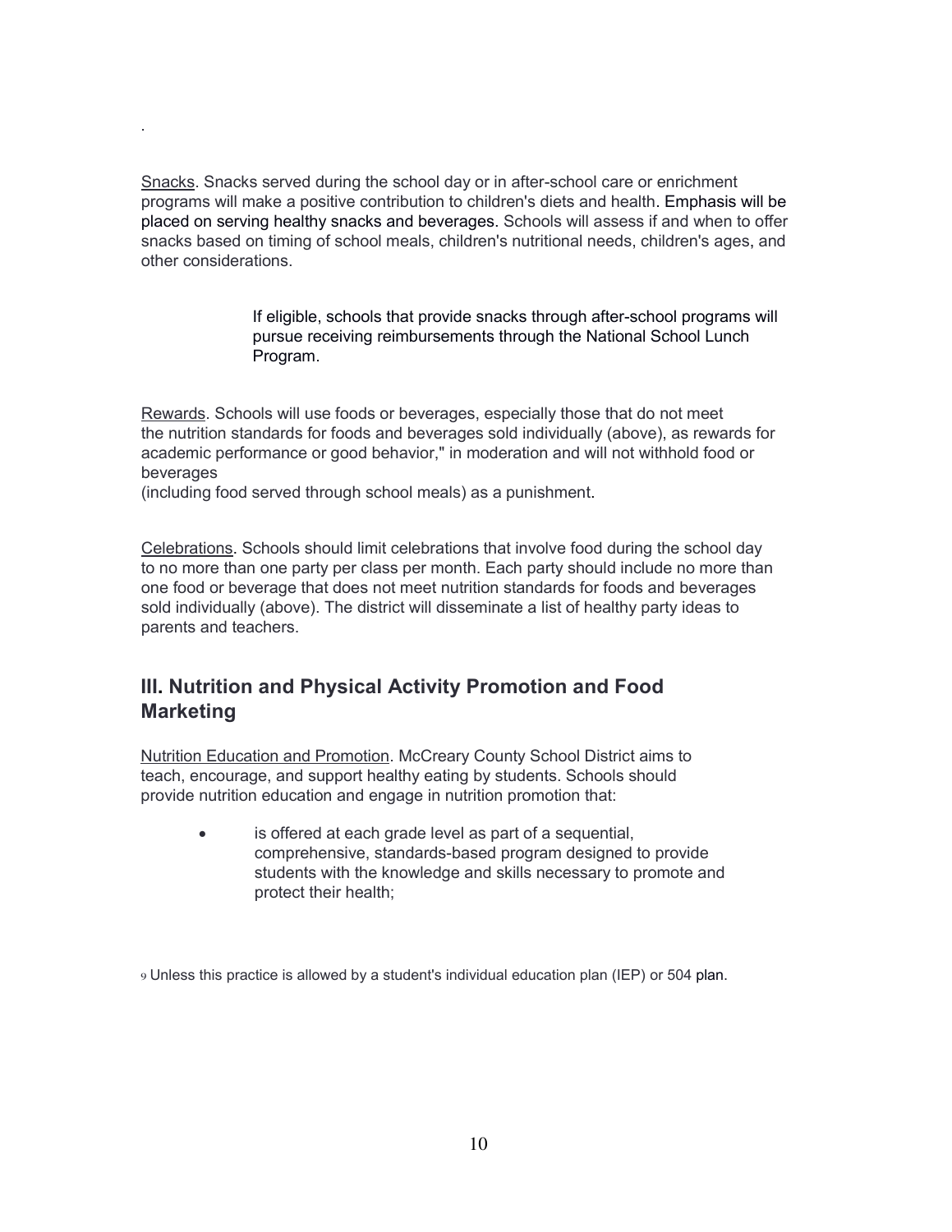.

Snacks. Snacks served during the school day or in after-school care or enrichment programs will make a positive contribution to children's diets and health. Emphasis will be placed on serving healthy snacks and beverages. Schools will assess if and when to offer snacks based on timing of school meals, children's nutritional needs, children's ages, and other considerations.

> If eligible, schools that provide snacks through after-school programs will pursue receiving reimbursements through the National School Lunch Program.

Rewards. Schools will use foods or beverages, especially those that do not meet the nutrition standards for foods and beverages sold individually (above), as rewards for academic performance or good behavior," in moderation and will not withhold food or beverages
(including food served through school meals) as a punishment.

Celebrations. Schools should limit celebrations that involve food during the school day to no more than one party per class per month. Each party should include no more than one food or beverage that does not meet nutrition standards for foods and beverages sold individually (above). The district will disseminate a list of healthy party ideas to parents and teachers.

## III. Nutrition and Physical Activity Promotion and Food Marketing

Nutrition Education and Promotion. McCreary County School District aims to teach, encourage, and support healthy eating by students. Schools should provide nutrition education and engage in nutrition promotion that:

- is offered at each grade level as part of a sequential, comprehensive, standards-based program designed to provide students with the knowledge and skills necessary to promote and protect their health;

[9] Unless this practice is allowed by a student's individual education plan (IEP) or 504 plan.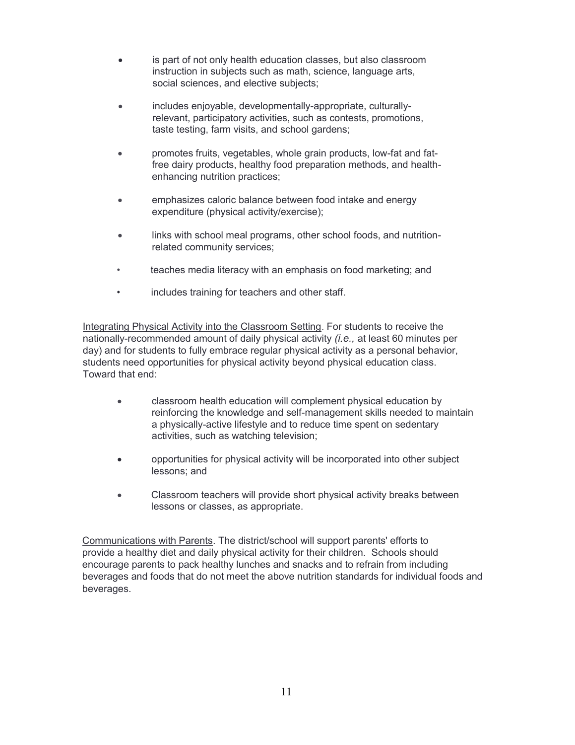- is part of not only health education classes, but also classroom instruction in subjects such as math, science, language arts, social sciences, and elective subjects;
- includes enjoyable, developmentally-appropriate, culturally-relevant, participatory activities, such as contests, promotions, taste testing, farm visits, and school gardens;
- promotes fruits, vegetables, whole grain products, low-fat and fat-free dairy products, healthy food preparation methods, and health-enhancing nutrition practices;
- emphasizes caloric balance between food intake and energy expenditure (physical activity/exercise);
- links with school meal programs, other school foods, and nutrition-related community services;
- teaches media literacy with an emphasis on food marketing; and
- includes training for teachers and other staff.

<u>Integrating Physical Activity into the Classroom Setting</u>. For students to receive the nationally-recommended amount of daily physical activity *(i.e.,* at least 60 minutes per day) and for students to fully embrace regular physical activity as a personal behavior, students need opportunities for physical activity beyond physical education class. Toward that end:

- classroom health education will complement physical education by reinforcing the knowledge and self-management skills needed to maintain a physically-active lifestyle and to reduce time spent on sedentary activities, such as watching television;
- opportunities for physical activity will be incorporated into other subject lessons; and
- Classroom teachers will provide short physical activity breaks between lessons or classes, as appropriate.

<u>Communications with Parents</u>. The district/school will support parents' efforts to provide a healthy diet and daily physical activity for their children. Schools should encourage parents to pack healthy lunches and snacks and to refrain from including beverages and foods that do not meet the above nutrition standards for individual foods and beverages.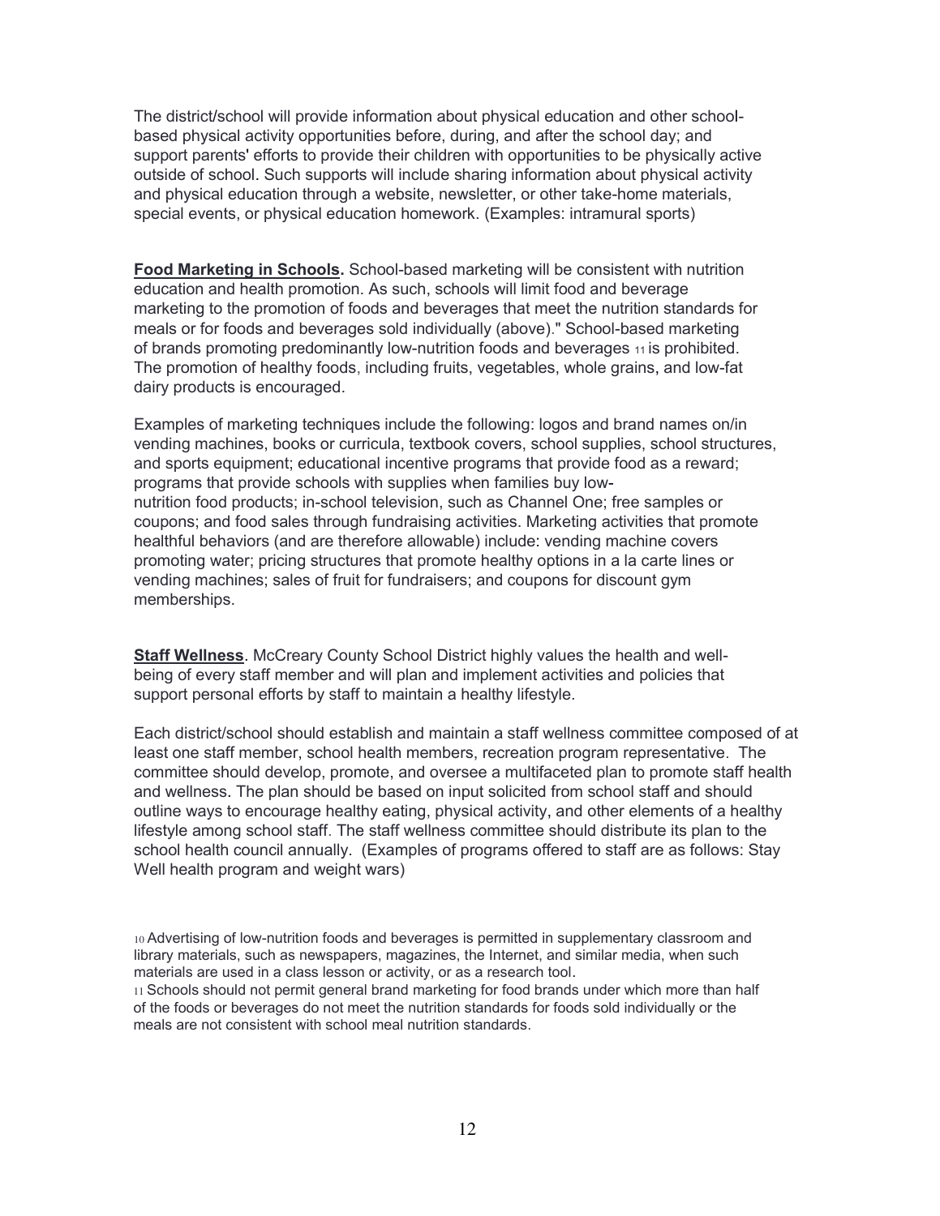The district/school will provide information about physical education and other school-based physical activity opportunities before, during, and after the school day; and support parents' efforts to provide their children with opportunities to be physically active outside of school. Such supports will include sharing information about physical activity and physical education through a website, newsletter, or other take-home materials, special events, or physical education homework. (Examples: intramural sports)

**Food Marketing in Schools.** School-based marketing will be consistent with nutrition education and health promotion. As such, schools will limit food and beverage marketing to the promotion of foods and beverages that meet the nutrition standards for meals or for foods and beverages sold individually (above)." School-based marketing of brands promoting predominantly low-nutrition foods and beverages [11] is prohibited. The promotion of healthy foods, including fruits, vegetables, whole grains, and low-fat dairy products is encouraged.

Examples of marketing techniques include the following: logos and brand names on/in vending machines, books or curricula, textbook covers, school supplies, school structures, and sports equipment; educational incentive programs that provide food as a reward; programs that provide schools with supplies when families buy low-nutrition food products; in-school television, such as Channel One; free samples or coupons; and food sales through fundraising activities. Marketing activities that promote healthful behaviors (and are therefore allowable) include: vending machine covers promoting water; pricing structures that promote healthy options in a la carte lines or vending machines; sales of fruit for fundraisers; and coupons for discount gym memberships.

**Staff Wellness**. McCreary County School District highly values the health and well-being of every staff member and will plan and implement activities and policies that support personal efforts by staff to maintain a healthy lifestyle.

Each district/school should establish and maintain a staff wellness committee composed of at least one staff member, school health members, recreation program representative. The committee should develop, promote, and oversee a multifaceted plan to promote staff health and wellness. The plan should be based on input solicited from school staff and should outline ways to encourage healthy eating, physical activity, and other elements of a healthy lifestyle among school staff. The staff wellness committee should distribute its plan to the school health council annually. (Examples of programs offered to staff are as follows: Stay Well health program and weight wars)

[10] Advertising of low-nutrition foods and beverages is permitted in supplementary classroom and library materials, such as newspapers, magazines, the Internet, and similar media, when such materials are used in a class lesson or activity, or as a research tool.

[11] Schools should not permit general brand marketing for food brands under which more than half of the foods or beverages do not meet the nutrition standards for foods sold individually or the meals are not consistent with school meal nutrition standards.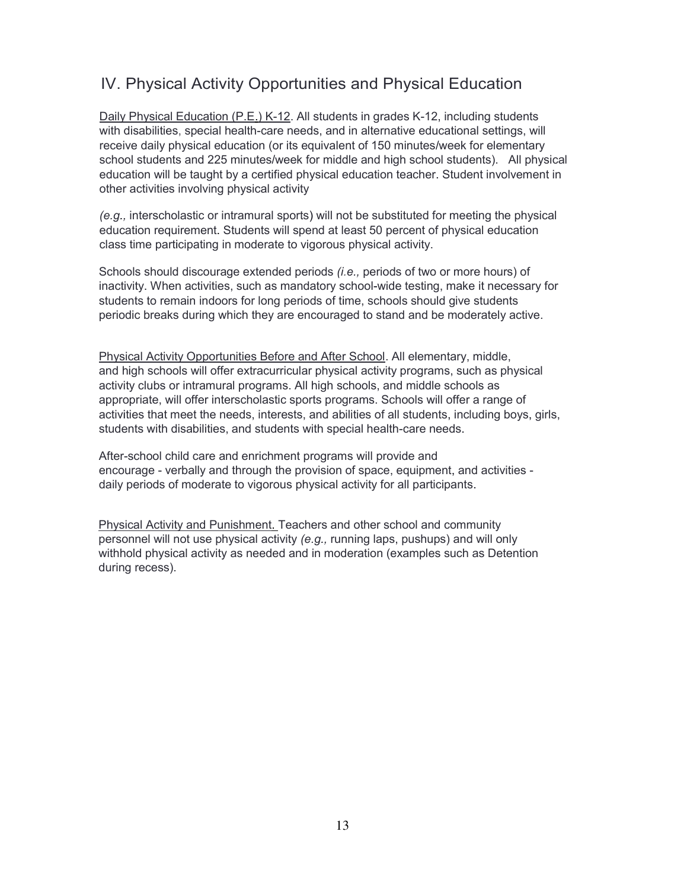## IV. Physical Activity Opportunities and Physical Education

Daily Physical Education (P.E.) K-12. All students in grades K-12, including students with disabilities, special health-care needs, and in alternative educational settings, will receive daily physical education (or its equivalent of 150 minutes/week for elementary school students and 225 minutes/week for middle and high school students). All physical education will be taught by a certified physical education teacher. Student involvement in other activities involving physical activity

*(e.g.,* interscholastic or intramural sports) will not be substituted for meeting the physical education requirement. Students will spend at least 50 percent of physical education class time participating in moderate to vigorous physical activity.

Schools should discourage extended periods *(i.e.,* periods of two or more hours) of inactivity. When activities, such as mandatory school-wide testing, make it necessary for students to remain indoors for long periods of time, schools should give students periodic breaks during which they are encouraged to stand and be moderately active.

Physical Activity Opportunities Before and After School. All elementary, middle, and high schools will offer extracurricular physical activity programs, such as physical activity clubs or intramural programs. All high schools, and middle schools as appropriate, will offer interscholastic sports programs. Schools will offer a range of activities that meet the needs, interests, and abilities of all students, including boys, girls, students with disabilities, and students with special health-care needs.

After-school child care and enrichment programs will provide and encourage - verbally and through the provision of space, equipment, and activities - daily periods of moderate to vigorous physical activity for all participants.

Physical Activity and Punishment. Teachers and other school and community personnel will not use physical activity *(e.g.,* running laps, pushups) and will only withhold physical activity as needed and in moderation (examples such as Detention during recess).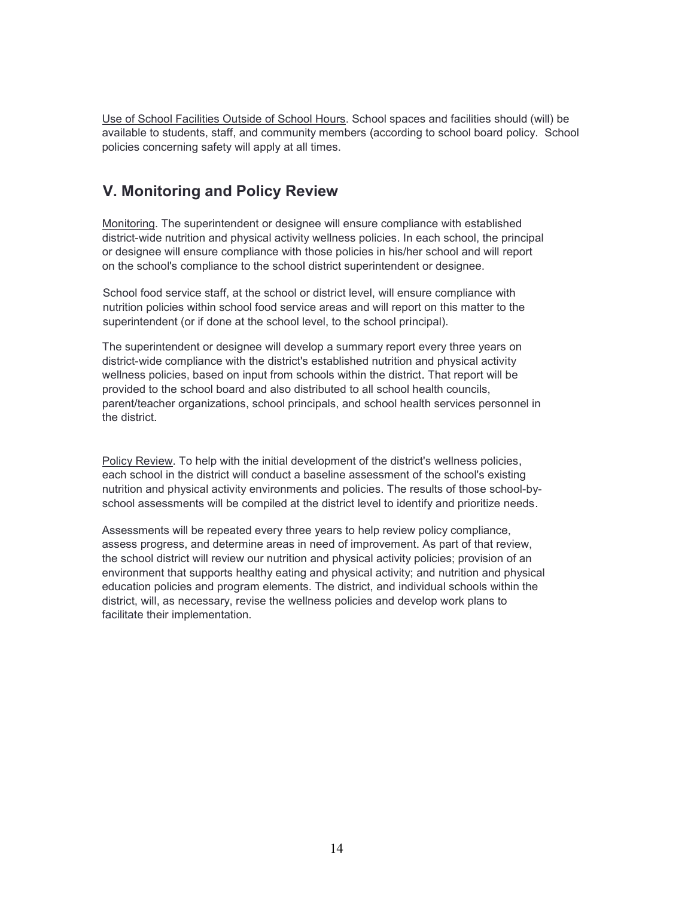Use of School Facilities Outside of School Hours. School spaces and facilities should (will) be available to students, staff, and community members (according to school board policy. School policies concerning safety will apply at all times.

## V. Monitoring and Policy Review

Monitoring. The superintendent or designee will ensure compliance with established district-wide nutrition and physical activity wellness policies. In each school, the principal or designee will ensure compliance with those policies in his/her school and will report on the school's compliance to the school district superintendent or designee.

School food service staff, at the school or district level, will ensure compliance with nutrition policies within school food service areas and will report on this matter to the superintendent (or if done at the school level, to the school principal).

The superintendent or designee will develop a summary report every three years on district-wide compliance with the district's established nutrition and physical activity wellness policies, based on input from schools within the district. That report will be provided to the school board and also distributed to all school health councils, parent/teacher organizations, school principals, and school health services personnel in the district.

Policy Review. To help with the initial development of the district's wellness policies, each school in the district will conduct a baseline assessment of the school's existing nutrition and physical activity environments and policies. The results of those school-by-school assessments will be compiled at the district level to identify and prioritize needs.

Assessments will be repeated every three years to help review policy compliance, assess progress, and determine areas in need of improvement. As part of that review, the school district will review our nutrition and physical activity policies; provision of an environment that supports healthy eating and physical activity; and nutrition and physical education policies and program elements. The district, and individual schools within the district, will, as necessary, revise the wellness policies and develop work plans to facilitate their implementation.